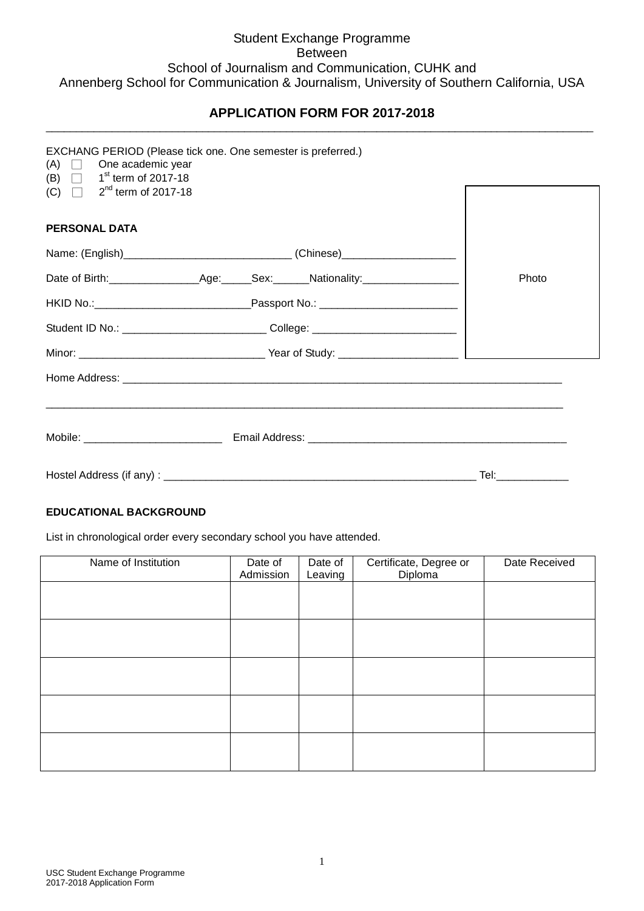Student Exchange Programme
Between
School of Journalism and Communication, CUHK and
Annenberg School for Communication & Journalism, University of Southern California, USA

## APPLICATION FORM FOR 2017-2018

EXCHANG PERIOD (Please tick one. One semester is preferred.)

(A) ☐ One academic year
(B) ☐ 1st term of 2017-18
(C) ☐ 2nd term of 2017-18

Photo

### PERSONAL DATA

Name: (English)____________________________ (Chinese)___________________

Date of Birth:_______________Age:_____Sex:______Nationality:________________

HKID No.:__________________________Passport No.: _______________________

Student ID No.: _______________________ College: ________________________

Minor: ______________________________ Year of Study: ____________________

Home Address: ___________________________________________________________________________

___________________________________________________________________________________________

Mobile: _______________________ Email Address: __________________________________________

Hostel Address (if any) : ___________________________________________________ Tel:____________

### EDUCATIONAL BACKGROUND

List in chronological order every secondary school you have attended.

| Name of Institution | Date of Admission | Date of Leaving | Certificate, Degree or Diploma | Date Received |
|---|---|---|---|---|
| | | | | |
| | | | | |
| | | | | |
| | | | | |
| | | | | |

USC Student Exchange Programme
2017-2018 Application Form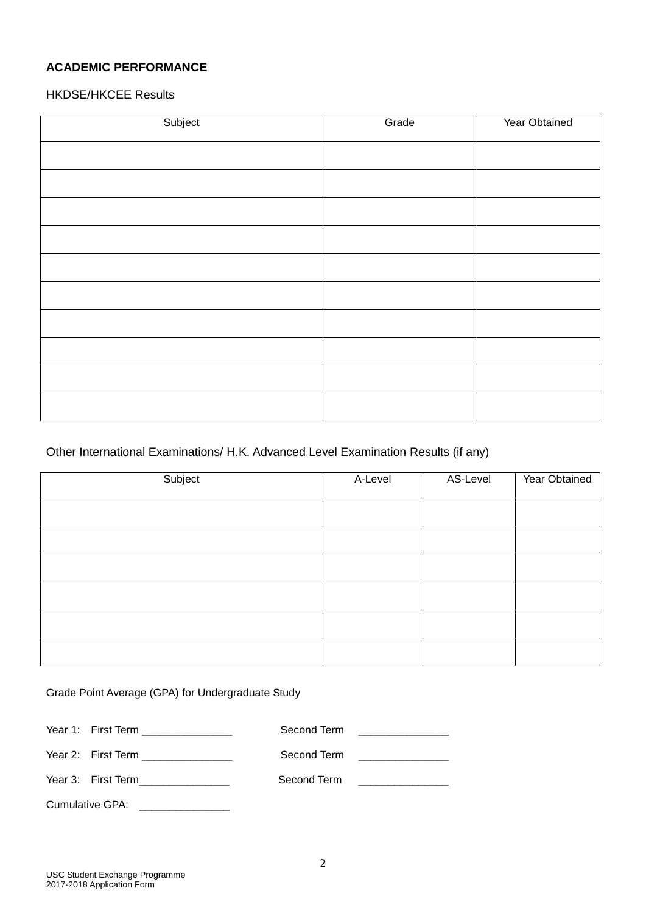**ACADEMIC PERFORMANCE**

HKDSE/HKCEE Results

| Subject | Grade | Year Obtained |
|---|---|---|
| | | |
| | | |
| | | |
| | | |
| | | |
| | | |
| | | |
| | | |
| | | |
| | | |

Other International Examinations/ H.K. Advanced Level Examination Results (if any)

| Subject | A-Level | AS-Level | Year Obtained |
|---|---|---|---|
| | | | |
| | | | |
| | | | |
| | | | |
| | | | |
| | | | |

Grade Point Average (GPA) for Undergraduate Study

Year 1: First Term _______________ Second Term _______________

Year 2: First Term _______________ Second Term _______________

Year 3: First Term_______________ Second Term _______________

Cumulative GPA: _______________

USC Student Exchange Programme
2017-2018 Application Form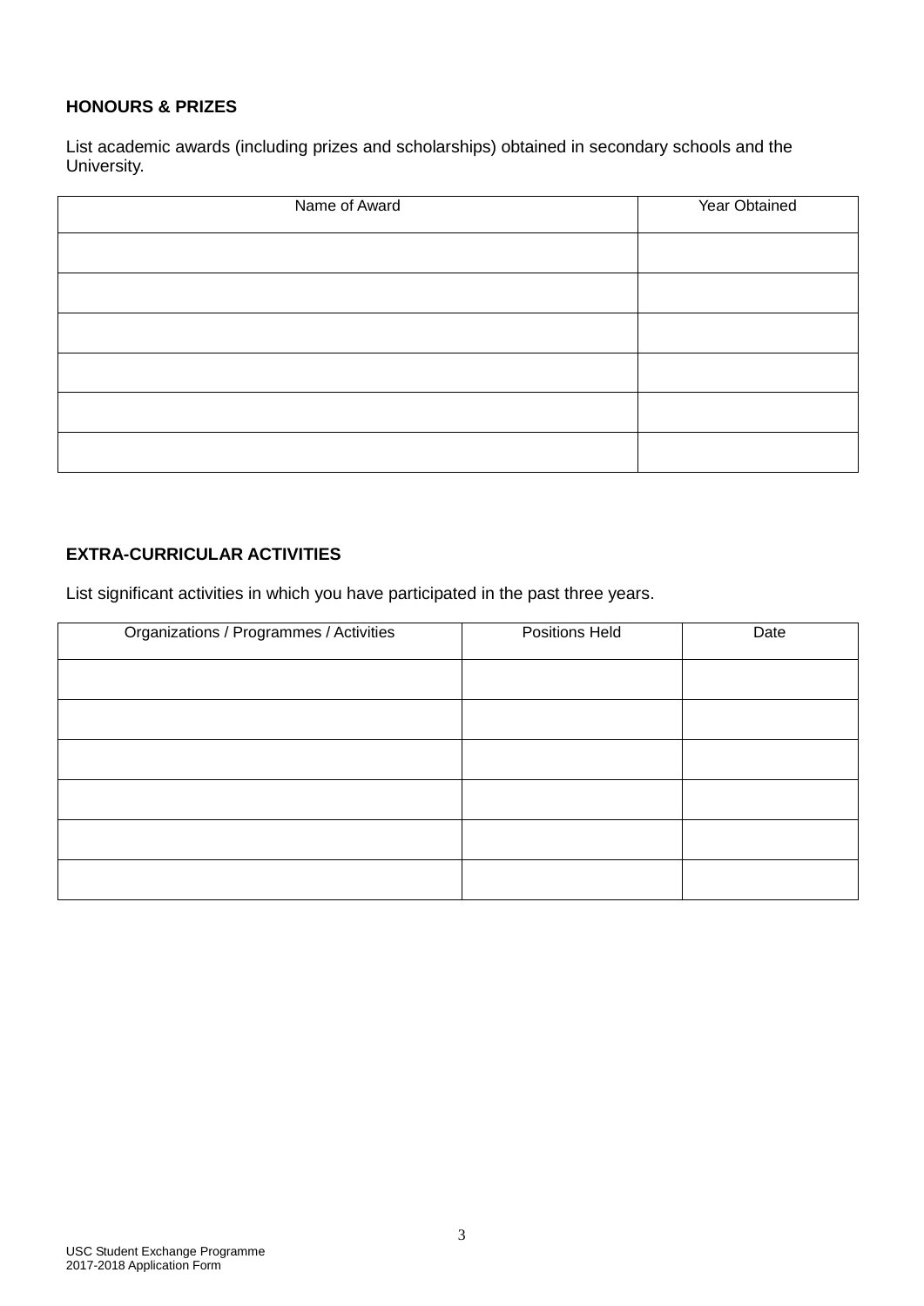**HONOURS & PRIZES**

List academic awards (including prizes and scholarships) obtained in secondary schools and the University.

| Name of Award | Year Obtained |
| --- | --- |
| | |
| | |
| | |
| | |
| | |
| | |

**EXTRA-CURRICULAR ACTIVITIES**

List significant activities in which you have participated in the past three years.

| Organizations / Programmes / Activities | Positions Held | Date |
| --- | --- | --- |
| | | |
| | | |
| | | |
| | | |
| | | |
| | | |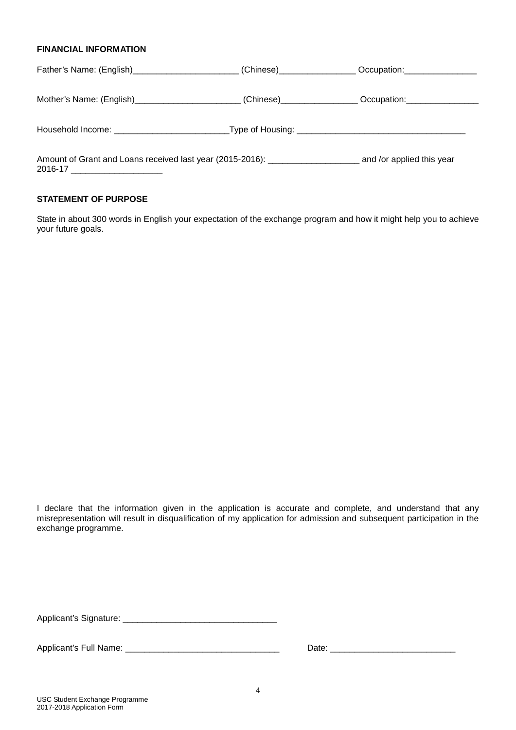**FINANCIAL INFORMATION**

Father's Name: (English)______________________ (Chinese)________________ Occupation:_______________

Mother's Name: (English)______________________ (Chinese)________________ Occupation:_______________

Household Income: ________________________Type of Housing: ___________________________________

Amount of Grant and Loans received last year (2015-2016): ___________________ and /or applied this year 2016-17 ___________________

**STATEMENT OF PURPOSE**

State in about 300 words in English your expectation of the exchange program and how it might help you to achieve your future goals.

I declare that the information given in the application is accurate and complete, and understand that any misrepresentation will result in disqualification of my application for admission and subsequent participation in the exchange programme.

Applicant's Signature: ________________________________

Applicant's Full Name: ________________________________ Date: __________________________